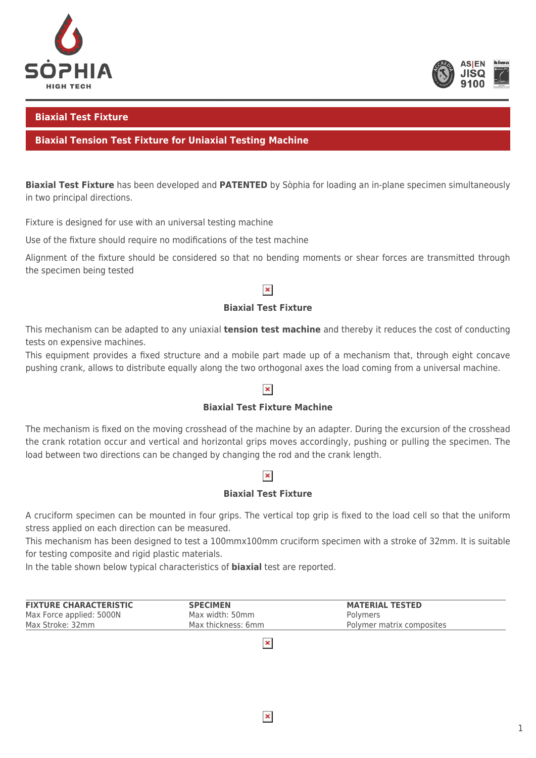# Biaxial Test Fixture

## Biaxial Tension Test Fixture for Uniaxial Testing Machine

**Biaxial Test Fixture** has been developed and **PATENTED** by Sòphia for loading an in-plane specimen simultaneously in two principal directions.

Fixture is designed for use with an universal testing machine

Use of the fixture should require no modifications of the test machine

Alignment of the fixture should be considered so that no bending moments or shear forces are transmitted through the specimen being tested

**Biaxial Test Fixture**

This mechanism can be adapted to any uniaxial **tension test machine** and thereby it reduces the cost of conducting tests on expensive machines.
This equipment provides a fixed structure and a mobile part made up of a mechanism that, through eight concave pushing crank, allows to distribute equally along the two orthogonal axes the load coming from a universal machine.

**Biaxial Test Fixture Machine**

The mechanism is fixed on the moving crosshead of the machine by an adapter. During the excursion of the crosshead the crank rotation occur and vertical and horizontal grips moves accordingly, pushing or pulling the specimen. The load between two directions can be changed by changing the rod and the crank length.

**Biaxial Test Fixture**

A cruciform specimen can be mounted in four grips. The vertical top grip is fixed to the load cell so that the uniform stress applied on each direction can be measured.
This mechanism has been designed to test a 100mmx100mm cruciform specimen with a stroke of 32mm. It is suitable for testing composite and rigid plastic materials.
In the table shown below typical characteristics of **biaxial** test are reported.

| FIXTURE CHARACTERISTIC | SPECIMEN | MATERIAL TESTED |
|---|---|---|
| Max Force applied: 5000N | Max width: 50mm | Polymers |
| Max Stroke: 32mm | Max thickness: 6mm | Polymer matrix composites |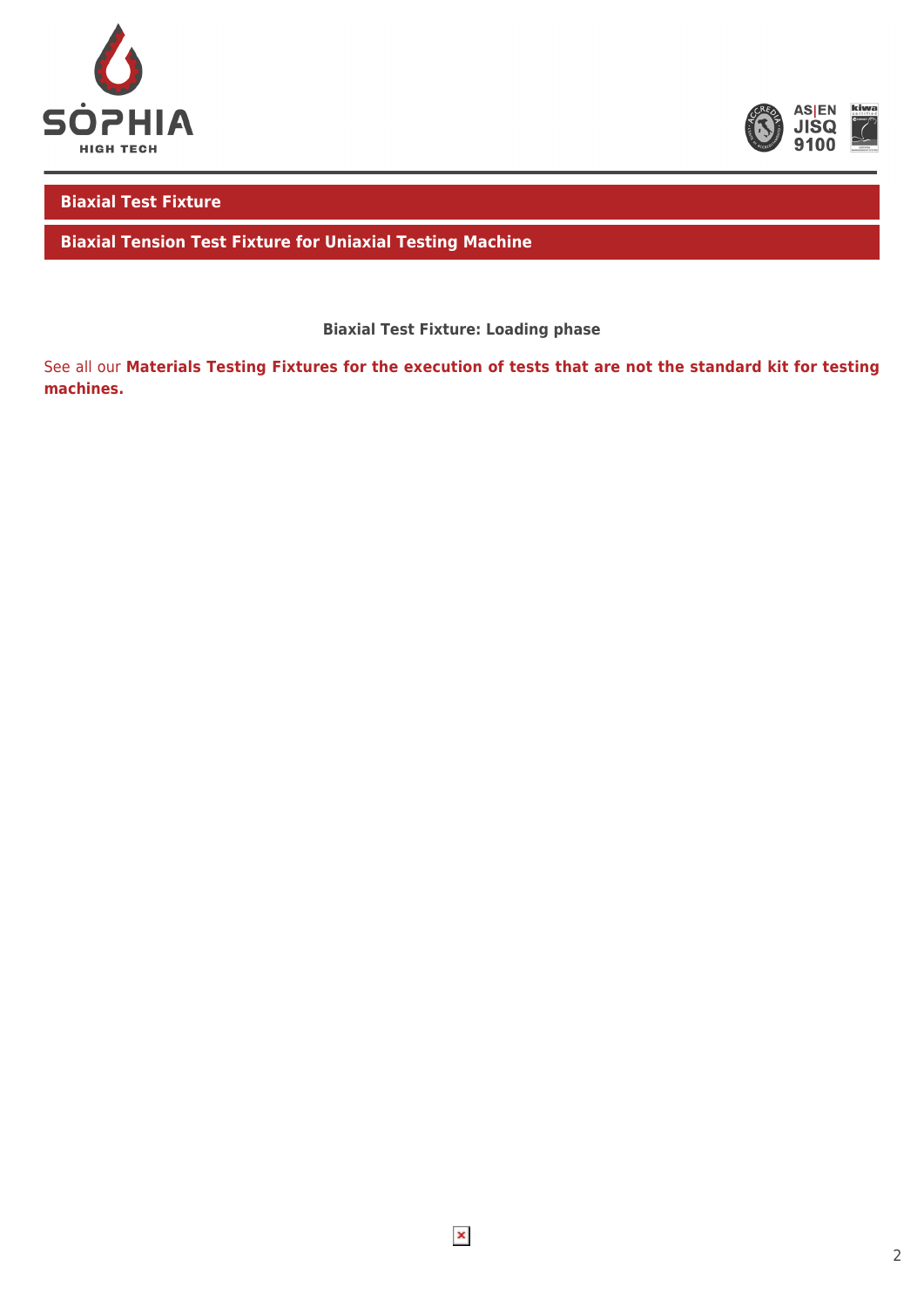## Biaxial Test Fixture

### Biaxial Tension Test Fixture for Uniaxial Testing Machine

**Biaxial Test Fixture: Loading phase**

See all our **Materials Testing Fixtures for the execution of tests that are not the standard kit for testing machines.**